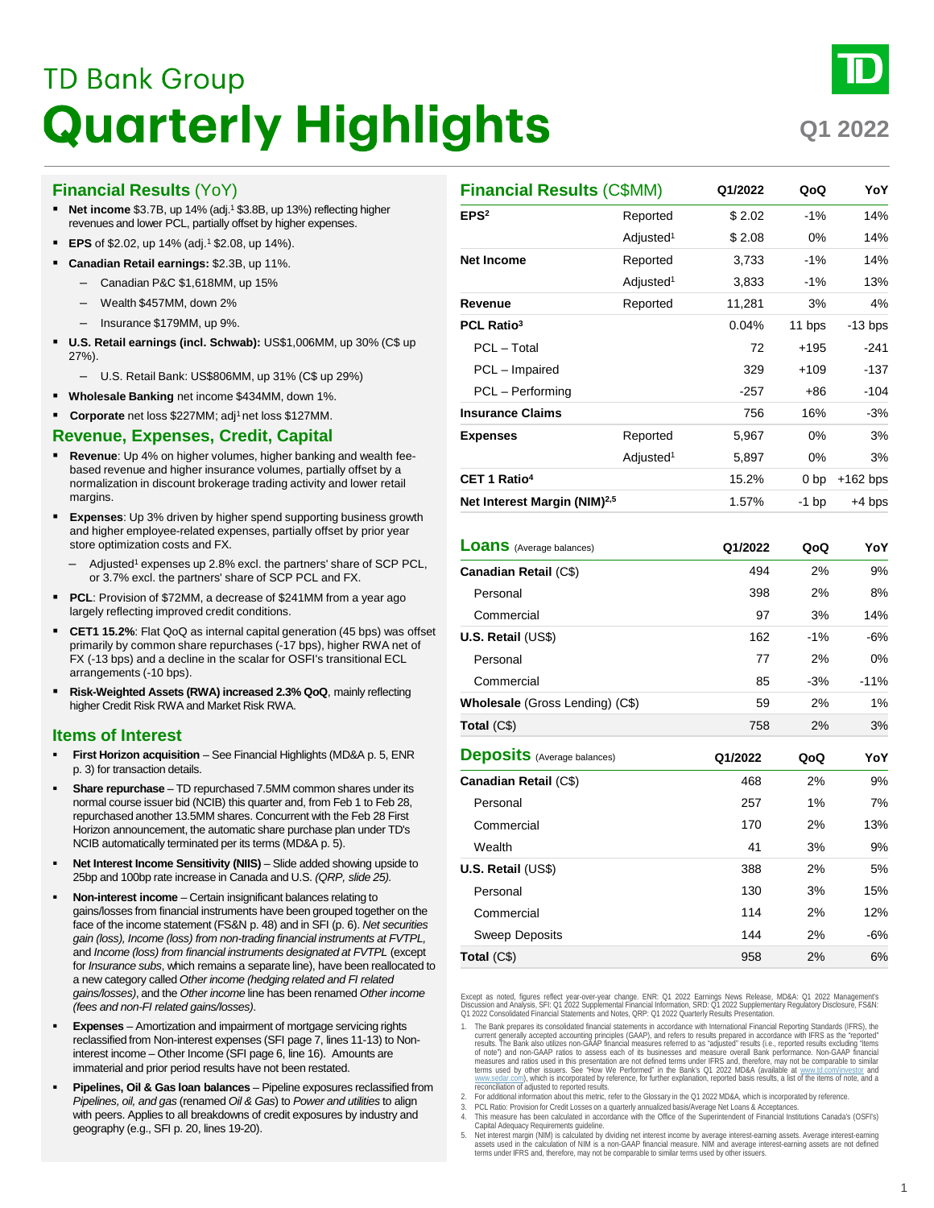# TD Bank Group

# Quarterly Highlights

Q1 2022

## Financial Results (YoY)

- **Net income** $3.7B, up 14% (adj.[1] $3.8B, up 13%) reflecting higher revenues and lower PCL, partially offset by higher expenses.
- **EPS** of $2.02, up 14% (adj.[1] $2.08, up 14%).
- **Canadian Retail earnings:** $2.3B, up 11%.
  - Canadian P&C $1,618MM, up 15%
  - Wealth $457MM, down 2%
  - Insurance $179MM, up 9%.
- **U.S. Retail earnings (incl. Schwab):** US$1,006MM, up 30% (C$ up 27%).
  - U.S. Retail Bank: US$806MM, up 31% (C$ up 29%)
- **Wholesale Banking** net income $434MM, down 1%.
- **Corporate** net loss $227MM; adj[1] net loss $127MM.

## Revenue, Expenses, Credit, Capital

- **Revenue**: Up 4% on higher volumes, higher banking and wealth fee-based revenue and higher insurance volumes, partially offset by a normalization in discount brokerage trading activity and lower retail margins.
- **Expenses**: Up 3% driven by higher spend supporting business growth and higher employee-related expenses, partially offset by prior year store optimization costs and FX.
  - Adjusted[1] expenses up 2.8% excl. the partners' share of SCP PCL, or 3.7% excl. the partners' share of SCP PCL and FX.
- **PCL**: Provision of $72MM, a decrease of $241MM from a year ago largely reflecting improved credit conditions.
- **CET1 15.2%**: Flat QoQ as internal capital generation (45 bps) was offset primarily by common share repurchases (-17 bps), higher RWA net of FX (-13 bps) and a decline in the scalar for OSFI's transitional ECL arrangements (-10 bps).
- **Risk-Weighted Assets (RWA) increased 2.3% QoQ**, mainly reflecting higher Credit Risk RWA and Market Risk RWA.

## Items of Interest

- **First Horizon acquisition** – See Financial Highlights (MD&A p. 5, ENR p. 3) for transaction details.
- **Share repurchase** – TD repurchased 7.5MM common shares under its normal course issuer bid (NCIB) this quarter and, from Feb 1 to Feb 28, repurchased another 13.5MM shares. Concurrent with the Feb 28 First Horizon announcement, the automatic share purchase plan under TD's NCIB automatically terminated per its terms (MD&A p. 5).
- **Net Interest Income Sensitivity (NIIS)** – Slide added showing upside to 25bp and 100bp rate increase in Canada and U.S. *(QRP, slide 25).*
- **Non-interest income** – Certain insignificant balances relating to gains/losses from financial instruments have been grouped together on the face of the income statement (FS&N p. 48) and in SFI (p. 6). *Net securities gain (loss), Income (loss) from non-trading financial instruments at FVTPL,* and *Income (loss) from financial instruments designated at FVTPL* (except for *Insurance subs*, which remains a separate line), have been reallocated to a new category called *Other income (hedging related and FI related gains/losses)*, and the *Other income* line has been renamed *Other income (fees and non-FI related gains/losses).*
- **Expenses** – Amortization and impairment of mortgage servicing rights reclassified from Non-interest expenses (SFI page 7, lines 11-13) to Non-interest income – Other Income (SFI page 6, line 16). Amounts are immaterial and prior period results have not been restated.
- **Pipelines, Oil & Gas loan balances** – Pipeline exposures reclassified from *Pipelines, oil, and gas* (renamed *Oil & Gas*) to *Power and utilities* to align with peers. Applies to all breakdowns of credit exposures by industry and geography (e.g., SFI p. 20, lines 19-20).

| Financial Results (C$MM) | | Q1/2022 | QoQ | YoY |
|---|---|---|---|---|
| **EPS[2]** | Reported | $ 2.02 | -1% | 14% |
| | Adjusted[1] | $ 2.08 | 0% | 14% |
| **Net Income** | Reported | 3,733 | -1% | 14% |
| | Adjusted[1] | 3,833 | -1% | 13% |
| **Revenue** | Reported | 11,281 | 3% | 4% |
| **PCL Ratio[3]** | | 0.04% | 11 bps | -13 bps |
| PCL – Total | | 72 | +195 | -241 |
| PCL – Impaired | | 329 | +109 | -137 |
| PCL – Performing | | -257 | +86 | -104 |
| **Insurance Claims** | | 756 | 16% | -3% |
| **Expenses** | Reported | 5,967 | 0% | 3% |
| | Adjusted[1] | 5,897 | 0% | 3% |
| **CET 1 Ratio[4]** | | 15.2% | 0 bp | +162 bps |
| **Net Interest Margin (NIM)[2,5]** | | 1.57% | -1 bp | +4 bps |

| Loans (Average balances) | Q1/2022 | QoQ | YoY |
|---|---|---|---|
| **Canadian Retail** (C$) | 494 | 2% | 9% |
| Personal | 398 | 2% | 8% |
| Commercial | 97 | 3% | 14% |
| **U.S. Retail** (US$) | 162 | -1% | -6% |
| Personal | 77 | 2% | 0% |
| Commercial | 85 | -3% | -11% |
| **Wholesale** (Gross Lending) (C$) | 59 | 2% | 1% |
| **Total** (C$) | 758 | 2% | 3% |

| Deposits (Average balances) | Q1/2022 | QoQ | YoY |
|---|---|---|---|
| **Canadian Retail** (C$) | 468 | 2% | 9% |
| Personal | 257 | 1% | 7% |
| Commercial | 170 | 2% | 13% |
| Wealth | 41 | 3% | 9% |
| **U.S. Retail** (US$) | 388 | 2% | 5% |
| Personal | 130 | 3% | 15% |
| Commercial | 114 | 2% | 12% |
| Sweep Deposits | 144 | 2% | -6% |
| **Total** (C$) | 958 | 2% | 6% |

Except as noted, figures reflect year-over-year change. ENR: Q1 2022 Earnings News Release, MD&A: Q1 2022 Management's Discussion and Analysis, SFI: Q1 2022 Supplemental Financial Information, SRD: Q1 2022 Supplementary Regulatory Disclosure, FS&N: Q1 2022 Consolidated Financial Statements and Notes, QRP: Q1 2022 Quarterly Results Presentation.

1. The Bank prepares its consolidated financial statements in accordance with International Financial Reporting Standards (IFRS), the current generally accepted accounting principles (GAAP), and refers to results prepared in accordance with IFRS as the "reported" results. The Bank also utilizes non-GAAP financial measures referred to as "adjusted" results (i.e., reported results excluding "items of note") and non-GAAP ratios to assess each of its businesses and measure overall Bank performance. Non-GAAP financial measures and ratios used in this presentation are not defined terms under IFRS and, therefore, may not be comparable to similar terms used by other issuers. See "How We Performed" in the Bank's Q1 2022 MD&A (available at www.td.com/investor and www.sedar.com), which is incorporated by reference, for further explanation, reported basis results, a list of the items of note, and a reconciliation of adjusted to reported results.
2. For additional information about this metric, refer to the Glossary in the Q1 2022 MD&A, which is incorporated by reference.
3. PCL Ratio: Provision for Credit Losses on a quarterly annualized basis/Average Net Loans & Acceptances.
4. This measure has been calculated in accordance with the Office of the Superintendent of Financial Institutions Canada's (OSFI's) Capital Adequacy Requirements guideline.
5. Net interest margin (NIM) is calculated by dividing net interest income by average interest-earning assets. Average interest-earning assets used in the calculation of NIM is a non-GAAP financial measure. NIM and average interest-earning assets are not defined terms under IFRS and, therefore, may not be comparable to similar terms used by other issuers.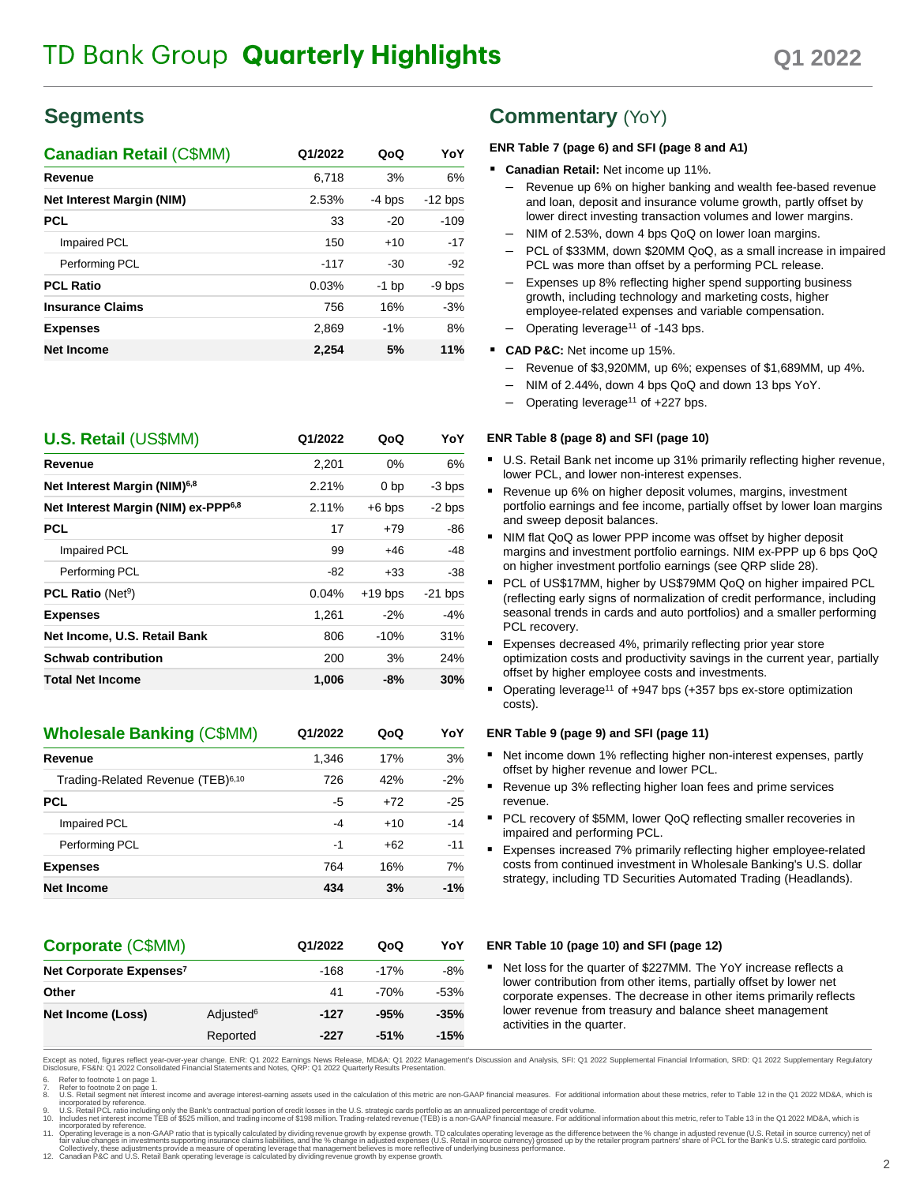# TD Bank Group **Quarterly Highlights**

Q1 2022

## Segments

| **Canadian Retail** (C$MM) | Q1/2022 | QoQ | YoY |
|---|---|---|---|
| **Revenue** | 6,718 | 3% | 6% |
| **Net Interest Margin (NIM)** | 2.53% | -4 bps | -12 bps |
| **PCL** | 33 | -20 | -109 |
| Impaired PCL | 150 | +10 | -17 |
| Performing PCL | -117 | -30 | -92 |
| **PCL Ratio** | 0.03% | -1 bp | -9 bps |
| **Insurance Claims** | 756 | 16% | -3% |
| **Expenses** | 2,869 | -1% | 8% |
| **Net Income** | **2,254** | **5%** | **11%** |

| **U.S. Retail** (US$MM) | Q1/2022 | QoQ | YoY |
|---|---|---|---|
| **Revenue** | 2,201 | 0% | 6% |
| **Net Interest Margin (NIM)**[6,8] | 2.21% | 0 bp | -3 bps |
| **Net Interest Margin (NIM) ex-PPP**[6,8] | 2.11% | +6 bps | -2 bps |
| **PCL** | 17 | +79 | -86 |
| Impaired PCL | 99 | +46 | -48 |
| Performing PCL | -82 | +33 | -38 |
| **PCL Ratio** (Net[9]) | 0.04% | +19 bps | -21 bps |
| **Expenses** | 1,261 | -2% | -4% |
| **Net Income, U.S. Retail Bank** | 806 | -10% | 31% |
| **Schwab contribution** | 200 | 3% | 24% |
| **Total Net Income** | **1,006** | **-8%** | **30%** |

| **Wholesale Banking** (C$MM) | Q1/2022 | QoQ | YoY |
|---|---|---|---|
| **Revenue** | 1,346 | 17% | 3% |
| Trading-Related Revenue (TEB)[6,10] | 726 | 42% | -2% |
| **PCL** | -5 | +72 | -25 |
| Impaired PCL | -4 | +10 | -14 |
| Performing PCL | -1 | +62 | -11 |
| **Expenses** | 764 | 16% | 7% |
| **Net Income** | **434** | **3%** | **-1%** |

| **Corporate** (C$MM) | | Q1/2022 | QoQ | YoY |
|---|---|---|---|---|
| **Net Corporate Expenses**[7] | | -168 | -17% | -8% |
| **Other** | | 41 | -70% | -53% |
| **Net Income (Loss)** | Adjusted[6] | **-127** | **-95%** | **-35%** |
| | Reported | **-227** | **-51%** | **-15%** |

## Commentary (YoY)

**ENR Table 7 (page 6) and SFI (page 8 and A1)**

- **Canadian Retail:** Net income up 11%.
  - Revenue up 6% on higher banking and wealth fee-based revenue and loan, deposit and insurance volume growth, partly offset by lower direct investing transaction volumes and lower margins.
  - NIM of 2.53%, down 4 bps QoQ on lower loan margins.
  - PCL of $33MM, down $20MM QoQ, as a small increase in impaired PCL was more than offset by a performing PCL release.
  - Expenses up 8% reflecting higher spend supporting business growth, including technology and marketing costs, higher employee-related expenses and variable compensation.
  - Operating leverage[11] of -143 bps.
- **CAD P&C:** Net income up 15%.
  - Revenue of $3,920MM, up 6%; expenses of $1,689MM, up 4%.
  - NIM of 2.44%, down 4 bps QoQ and down 13 bps YoY.
  - Operating leverage[11] of +227 bps.

**ENR Table 8 (page 8) and SFI (page 10)**

- U.S. Retail Bank net income up 31% primarily reflecting higher revenue, lower PCL, and lower non-interest expenses.
- Revenue up 6% on higher deposit volumes, margins, investment portfolio earnings and fee income, partially offset by lower loan margins and sweep deposit balances.
- NIM flat QoQ as lower PPP income was offset by higher deposit margins and investment portfolio earnings. NIM ex-PPP up 6 bps QoQ on higher investment portfolio earnings (see QRP slide 28).
- PCL of US$17MM, higher by US$79MM QoQ on higher impaired PCL (reflecting early signs of normalization of credit performance, including seasonal trends in cards and auto portfolios) and a smaller performing PCL recovery.
- Expenses decreased 4%, primarily reflecting prior year store optimization costs and productivity savings in the current year, partially offset by higher employee costs and investments.
- Operating leverage[11] of +947 bps (+357 bps ex-store optimization costs).

**ENR Table 9 (page 9) and SFI (page 11)**

- Net income down 1% reflecting higher non-interest expenses, partly offset by higher revenue and lower PCL.
- Revenue up 3% reflecting higher loan fees and prime services revenue.
- PCL recovery of $5MM, lower QoQ reflecting smaller recoveries in impaired and performing PCL.
- Expenses increased 7% primarily reflecting higher employee-related costs from continued investment in Wholesale Banking's U.S. dollar strategy, including TD Securities Automated Trading (Headlands).

**ENR Table 10 (page 10) and SFI (page 12)**

- Net loss for the quarter of $227MM. The YoY increase reflects a lower contribution from other items, partially offset by lower net corporate expenses. The decrease in other items primarily reflects lower revenue from treasury and balance sheet management activities in the quarter.

Except as noted, figures reflect year-over-year change. ENR: Q1 2022 Earnings News Release, MD&A: Q1 2022 Management's Discussion and Analysis, SFI: Q1 2022 Supplemental Financial Information, SRD: Q1 2022 Supplementary Regulatory Disclosure, FS&N: Q1 2022 Consolidated Financial Statements and Notes, QRP: Q1 2022 Quarterly Results Presentation.

6. Refer to footnote 1 on page 1.
7. Refer to footnote 2 on page 1.
8. U.S. Retail segment net interest income and average interest-earning assets used in the calculation of this metric are non-GAAP financial measures. For additional information about these metrics, refer to Table 12 in the Q1 2022 MD&A, which is incorporated by reference.
9. U.S. Retail PCL ratio including only the Bank's contractual portion of credit losses in the U.S. strategic cards portfolio as an annualized percentage of credit volume.
10. Includes net interest income TEB of $525 million, and trading income of $198 million. Trading-related revenue (TEB) is a non-GAAP financial measure. For additional information about this metric, refer to Table 13 in the Q1 2022 MD&A, which is incorporated by reference.
11. Operating leverage is a non-GAAP ratio that is typically calculated by dividing revenue growth by expense growth. TD calculates operating leverage as the difference between the % change in adjusted revenue (U.S. Retail in source currency) net of fair value changes in investments supporting insurance claims liabilities, and the % change in adjusted expenses (U.S. Retail in source currency) grossed up by the retailer program partners' share of PCL for the Bank's U.S. strategic card portfolio. Collectively, these adjustments provide a measure of operating leverage that management believes is more reflective of underlying business performance.
12. Canadian P&C and U.S. Retail Bank operating leverage is calculated by dividing revenue growth by expense growth.